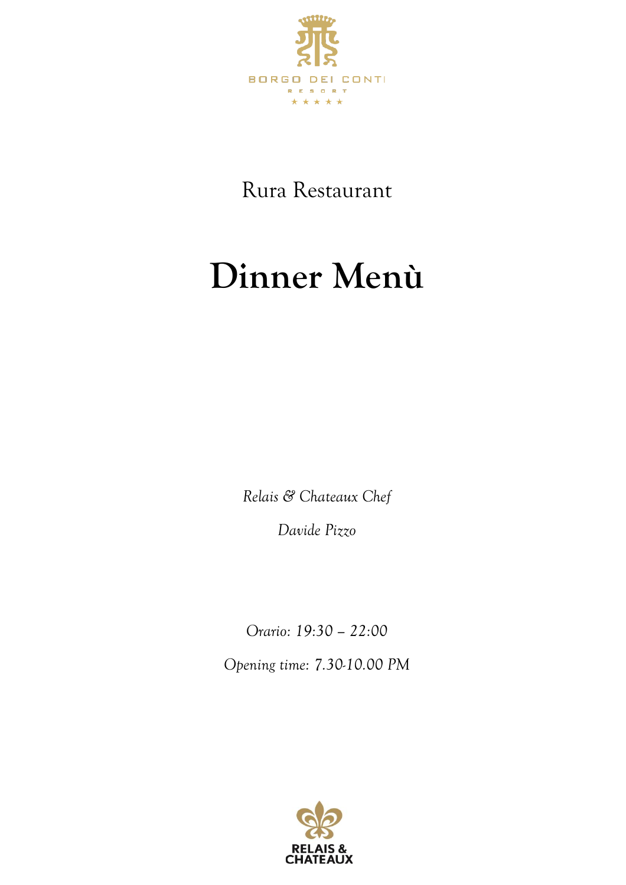BORGO DEI CONTI

RESORT

★★★★★

Rura Restaurant

# Dinner Menù

*Relais & Chateaux Chef*

*Davide Pizzo*

*Orario: 19:30 – 22:00*

*Opening time: 7.30-10.00 PM*

RELAIS & CHATEAUX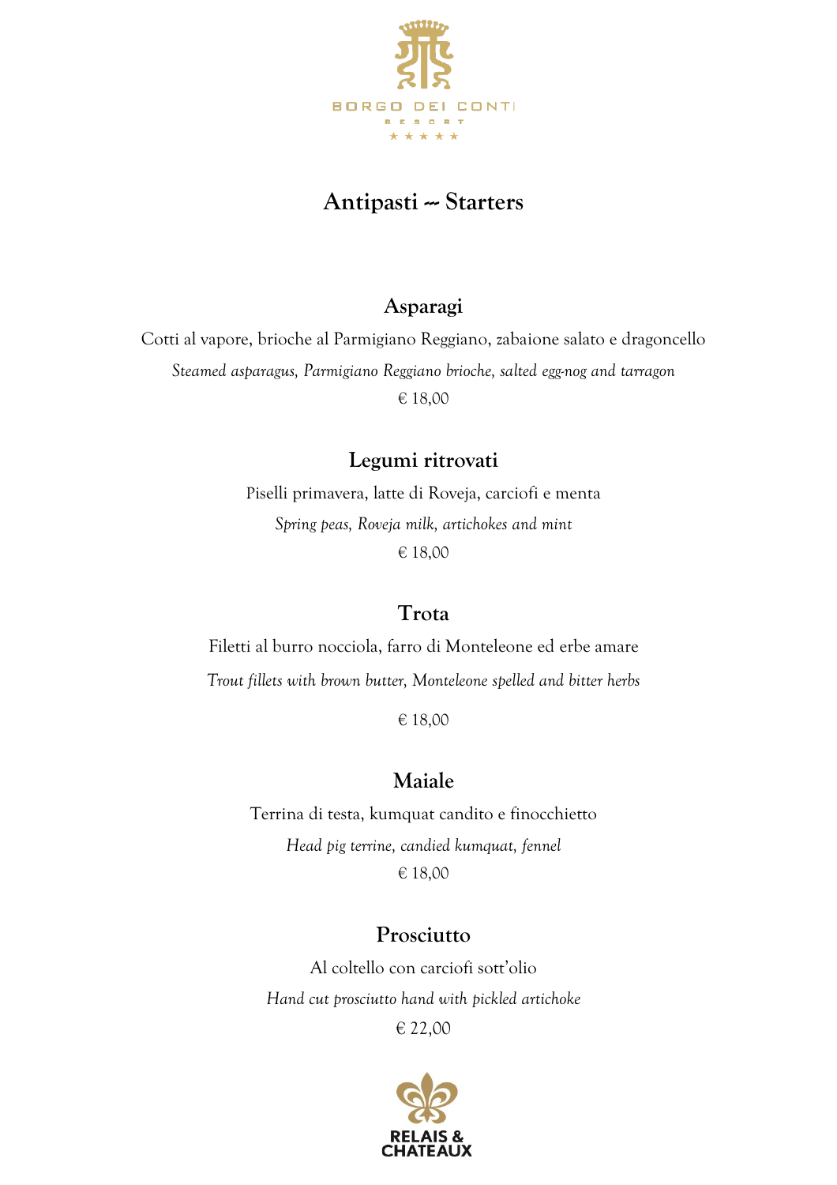# Antipasti -- Starters

## Asparagi

Cotti al vapore, brioche al Parmigiano Reggiano, zabaione salato e dragoncello

*Steamed asparagus, Parmigiano Reggiano brioche, salted egg-nog and tarragon*

€ 18,00

## Legumi ritrovati

Piselli primavera, latte di Roveja, carciofi e menta

*Spring peas, Roveja milk, artichokes and mint*

€ 18,00

## Trota

Filetti al burro nocciola, farro di Monteleone ed erbe amare

*Trout fillets with brown butter, Monteleone spelled and bitter herbs*

€ 18,00

## Maiale

Terrina di testa, kumquat candito e finocchietto

*Head pig terrine, candied kumquat, fennel*

€ 18,00

## Prosciutto

Al coltello con carciofi sott'olio

*Hand cut prosciutto hand with pickled artichoke*

€ 22,00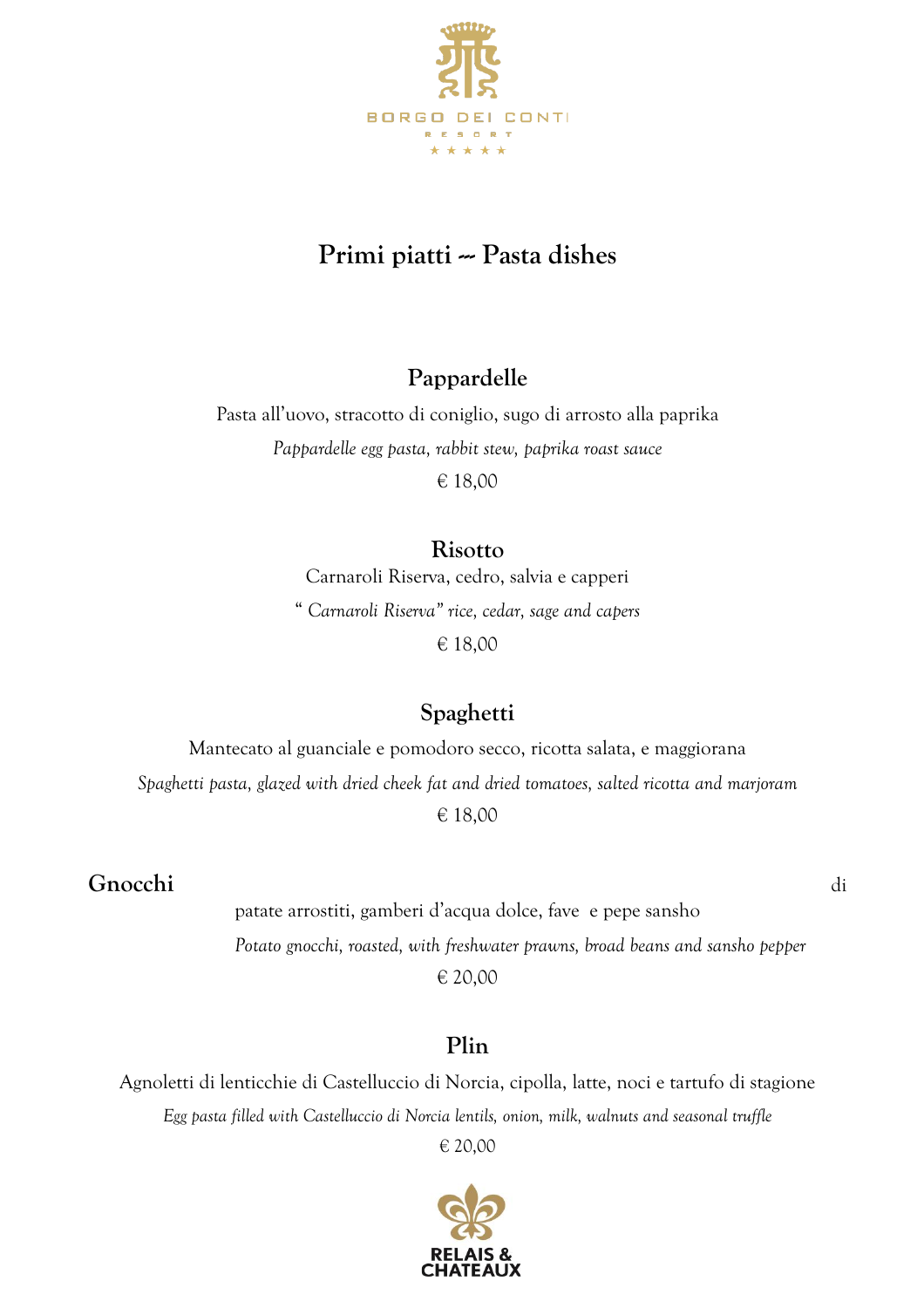BORGO DEI CONTI

RESORT

★ ★ ★ ★ ★

# Primi piatti -- Pasta dishes

## Pappardelle

Pasta all'uovo, stracotto di coniglio, sugo di arrosto alla paprika

*Pappardelle egg pasta, rabbit stew, paprika roast sauce*

€ 18,00

## Risotto

Carnaroli Riserva, cedro, salvia e capperi

*" Carnaroli Riserva" rice, cedar, sage and capers*

€ 18,00

## Spaghetti

Mantecato al guanciale e pomodoro secco, ricotta salata, e maggiorana

*Spaghetti pasta, glazed with dried cheek fat and dried tomatoes, salted ricotta and marjoram*

€ 18,00

## Gnocchi

di patate arrostiti, gamberi d'acqua dolce, fave e pepe sansho

*Potato gnocchi, roasted, with freshwater prawns, broad beans and sansho pepper*

€ 20,00

## Plin

Agnoletti di lenticchie di Castelluccio di Norcia, cipolla, latte, noci e tartufo di stagione

*Egg pasta filled with Castelluccio di Norcia lentils, onion, milk, walnuts and seasonal truffle*

€ 20,00

RELAIS & CHATEAUX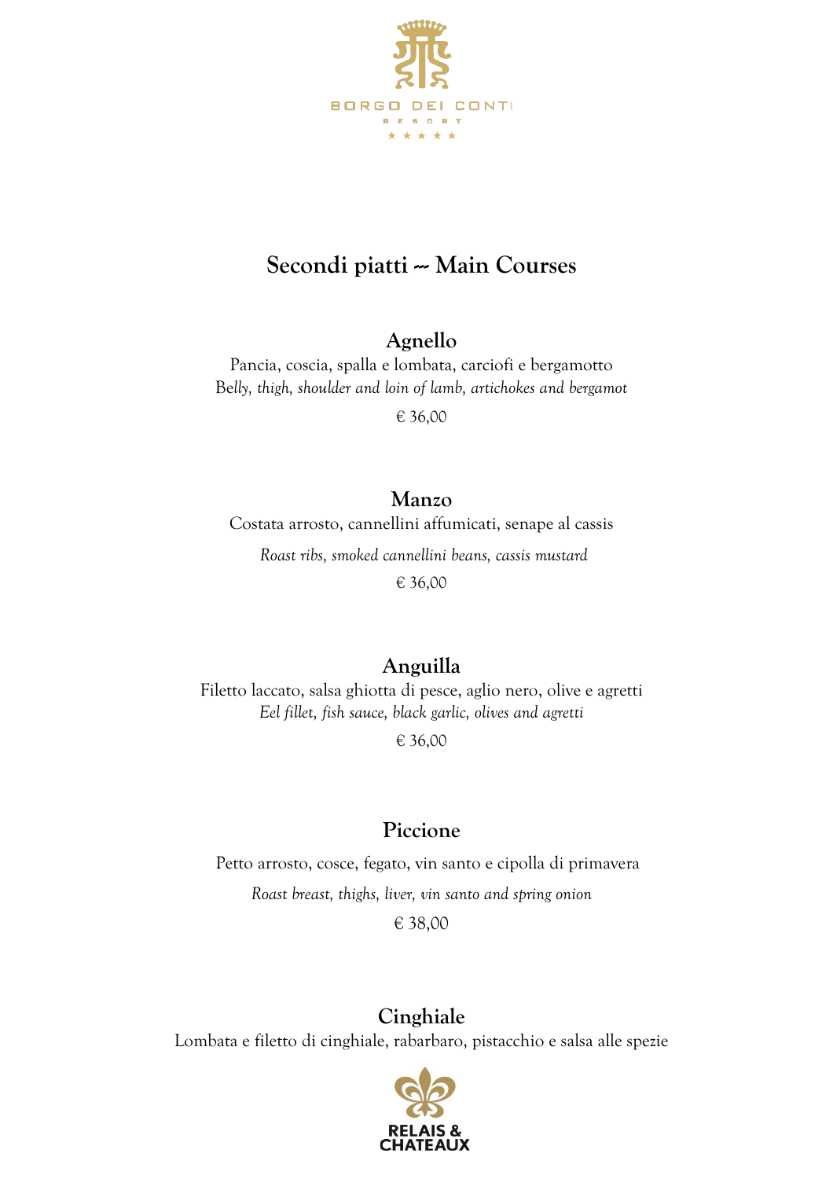BORGO DEI CONTI

RESORT

★★★★★

## Secondi piatti -- Main Courses

### Agnello

Pancia, coscia, spalla e lombata, carciofi e bergamotto

*Belly, thigh, shoulder and loin of lamb, artichokes and bergamot*

€ 36,00

### Manzo

Costata arrosto, cannellini affumicati, senape al cassis

*Roast ribs, smoked cannellini beans, cassis mustard*

€ 36,00

### Anguilla

Filetto laccato, salsa ghiotta di pesce, aglio nero, olive e agretti

*Eel fillet, fish sauce, black garlic, olives and agretti*

€ 36,00

### Piccione

Petto arrosto, cosce, fegato, vin santo e cipolla di primavera

*Roast breast, thighs, liver, vin santo and spring onion*

€ 38,00

### Cinghiale

Lombata e filetto di cinghiale, rabarbaro, pistacchio e salsa alle spezie

RELAIS & CHATEAUX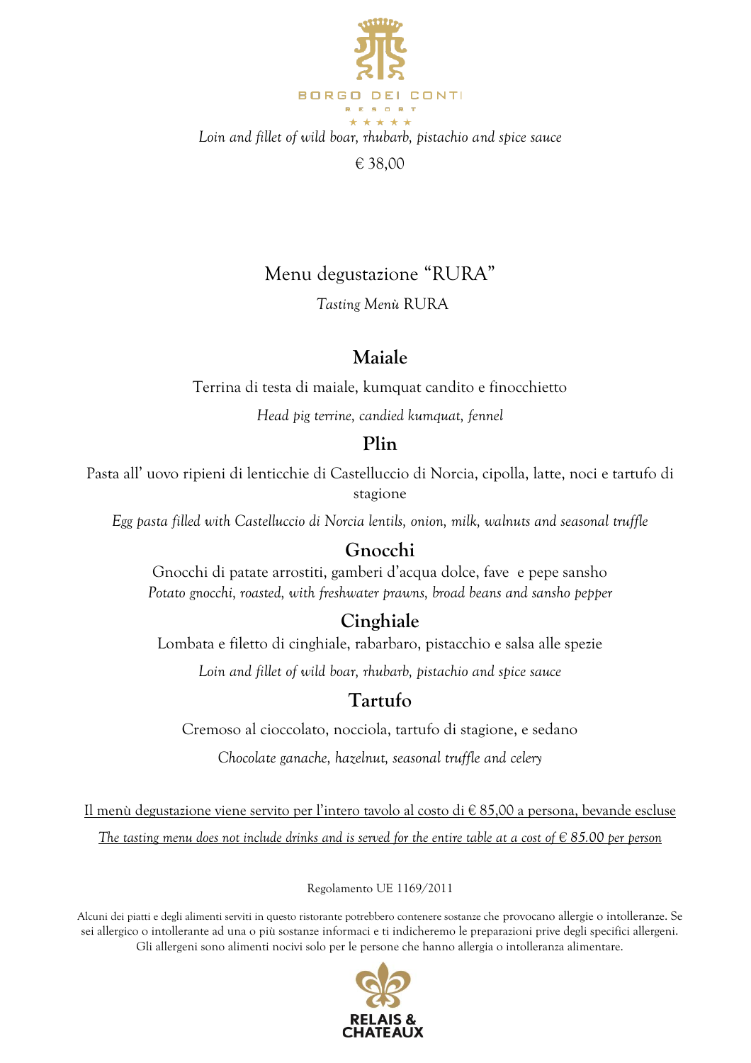BORGO DEI CONTI

RESORT

★ ★ ★ ★ ★

*Loin and fillet of wild boar, rhubarb, pistachio and spice sauce*

€ 38,00

# Menu degustazione "RURA"

*Tasting Menù* RURA

## Maiale

Terrina di testa di maiale, kumquat candito e finocchietto

*Head pig terrine, candied kumquat, fennel*

## Plin

Pasta all' uovo ripieni di lenticchie di Castelluccio di Norcia, cipolla, latte, noci e tartufo di stagione

*Egg pasta filled with Castelluccio di Norcia lentils, onion, milk, walnuts and seasonal truffle*

## Gnocchi

Gnocchi di patate arrostiti, gamberi d'acqua dolce, fave e pepe sansho

*Potato gnocchi, roasted, with freshwater prawns, broad beans and sansho pepper*

## Cinghiale

Lombata e filetto di cinghiale, rabarbaro, pistacchio e salsa alle spezie

*Loin and fillet of wild boar, rhubarb, pistachio and spice sauce*

## Tartufo

Cremoso al cioccolato, nocciola, tartufo di stagione, e sedano

*Chocolate ganache, hazelnut, seasonal truffle and celery*

Il menù degustazione viene servito per l'intero tavolo al costo di € 85,00 a persona, bevande escluse

*The tasting menu does not include drinks and is served for the entire table at a cost of € 85.00 per person*

Regolamento UE 1169/2011

Alcuni dei piatti e degli alimenti serviti in questo ristorante potrebbero contenere sostanze che provocano allergie o intolleranze. Se sei allergico o intollerante ad una o più sostanze informaci e ti indicheremo le preparazioni prive degli specifici allergeni. Gli allergeni sono alimenti nocivi solo per le persone che hanno allergia o intolleranza alimentare.

RELAIS & CHATEAUX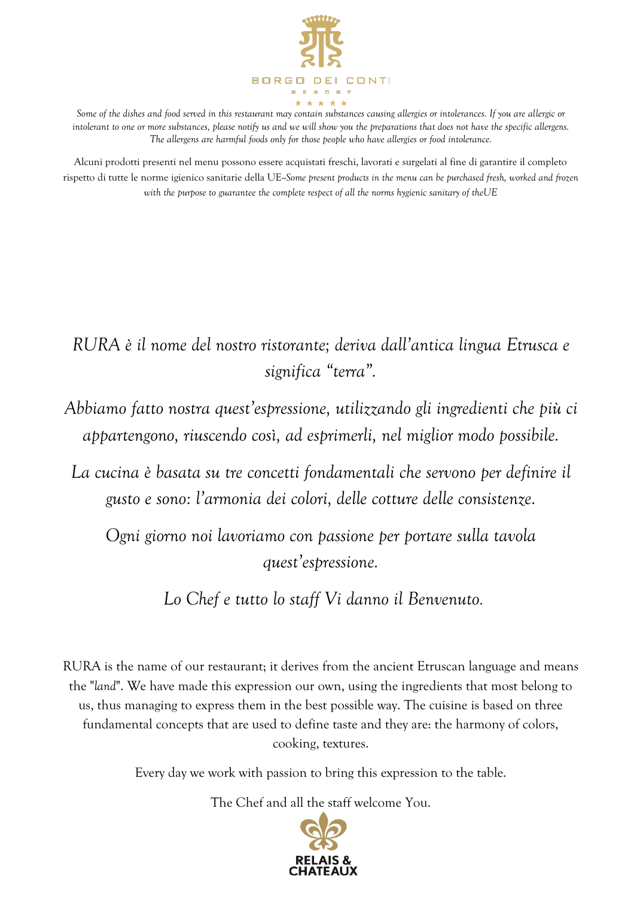BORGO DEI CONTI

RESORT

★ ★ ★ ★ ★

*Some of the dishes and food served in this restaurant may contain substances causing allergies or intolerances. If you are allergic or intolerant to one or more substances, please notify us and we will show you the preparations that does not have the specific allergens. The allergens are harmful foods only for those people who have allergies or food intolerance.*

Alcuni prodotti presenti nel menu possono essere acquistati freschi, lavorati e surgelati al fine di garantire il completo rispetto di tutte le norme igienico sanitarie della UE–*Some present products in the menu can be purchased fresh, worked and frozen with the purpose to guarantee the complete respect of all the norms hygienic sanitary of theUE*

*RURA è il nome del nostro ristorante; deriva dall'antica lingua Etrusca e significa "terra".*

*Abbiamo fatto nostra quest'espressione, utilizzando gli ingredienti che più ci appartengono, riuscendo così, ad esprimerli, nel miglior modo possibile.*

*La cucina è basata su tre concetti fondamentali che servono per definire il gusto e sono: l'armonia dei colori, delle cotture delle consistenze.*

*Ogni giorno noi lavoriamo con passione per portare sulla tavola quest'espressione.*

*Lo Chef e tutto lo staff Vi danno il Benvenuto.*

RURA is the name of our restaurant; it derives from the ancient Etruscan language and means the "*land*". We have made this expression our own, using the ingredients that most belong to us, thus managing to express them in the best possible way. The cuisine is based on three fundamental concepts that are used to define taste and they are: the harmony of colors, cooking, textures.

Every day we work with passion to bring this expression to the table.

The Chef and all the staff welcome You.

RELAIS & CHATEAUX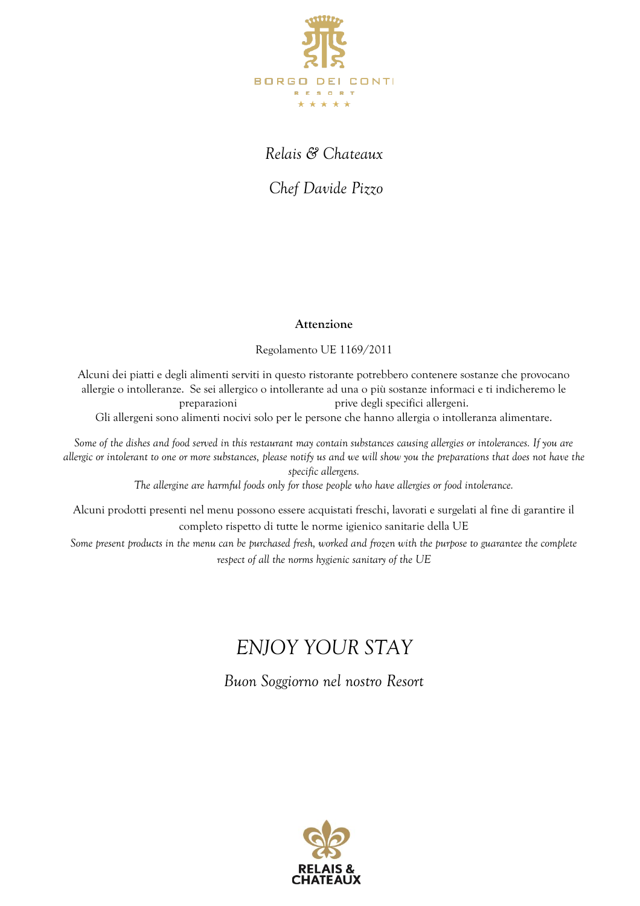BORGO DEI CONTI

RESORT

★★★★★

*Relais & Chateaux*

*Chef Davide Pizzo*

**Attenzione**

Regolamento UE 1169/2011

Alcuni dei piatti e degli alimenti serviti in questo ristorante potrebbero contenere sostanze che provocano allergie o intolleranze. Se sei allergico o intollerante ad una o più sostanze informaci e ti indicheremo le preparazioni prive degli specifici allergeni.
Gli allergeni sono alimenti nocivi solo per le persone che hanno allergia o intolleranza alimentare.

*Some of the dishes and food served in this restaurant may contain substances causing allergies or intolerances. If you are allergic or intolerant to one or more substances, please notify us and we will show you the preparations that does not have the specific allergens.*
*The allergine are harmful foods only for those people who have allergies or food intolerance.*

Alcuni prodotti presenti nel menu possono essere acquistati freschi, lavorati e surgelati al fine di garantire il completo rispetto di tutte le norme igienico sanitarie della UE

*Some present products in the menu can be purchased fresh, worked and frozen with the purpose to guarantee the complete respect of all the norms hygienic sanitary of the UE*

## *ENJOY YOUR STAY*

*Buon Soggiorno nel nostro Resort*

RELAIS & CHATEAUX